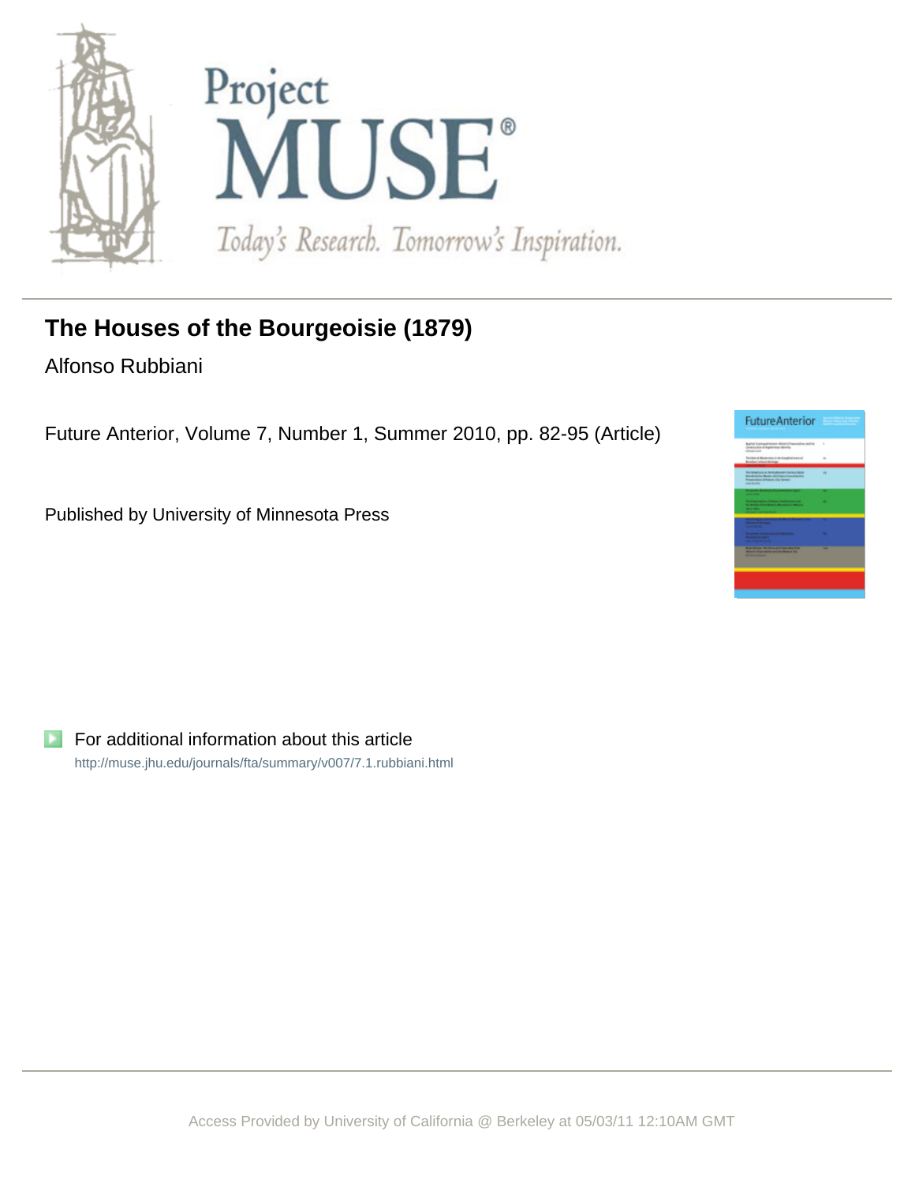# The Houses of the Bourgeoisie (1879)

Alfonso Rubbiani

Future Anterior, Volume 7, Number 1, Summer 2010, pp. 82-95 (Article)

Published by University of Minnesota Press

For additional information about this article

http://muse.jhu.edu/journals/fta/summary/v007/7.1.rubbiani.html

Access Provided by University of California @ Berkeley at 05/03/11 12:10AM GMT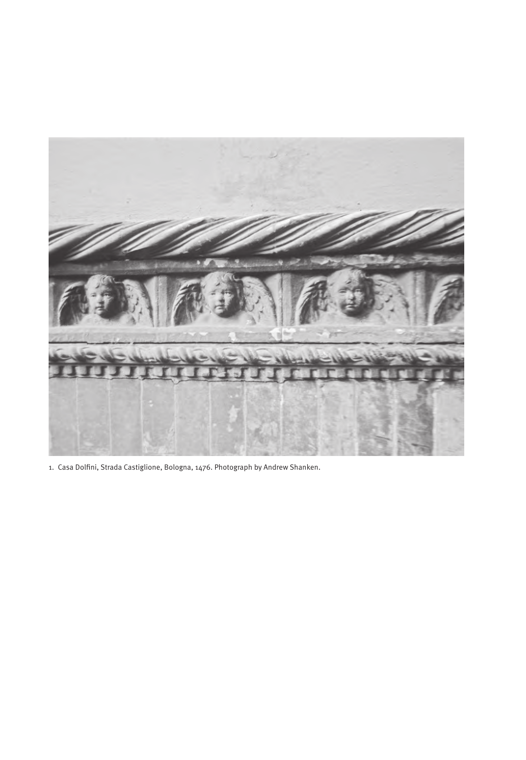1. Casa Dolfini, Strada Castiglione, Bologna, 1476. Photograph by Andrew Shanken.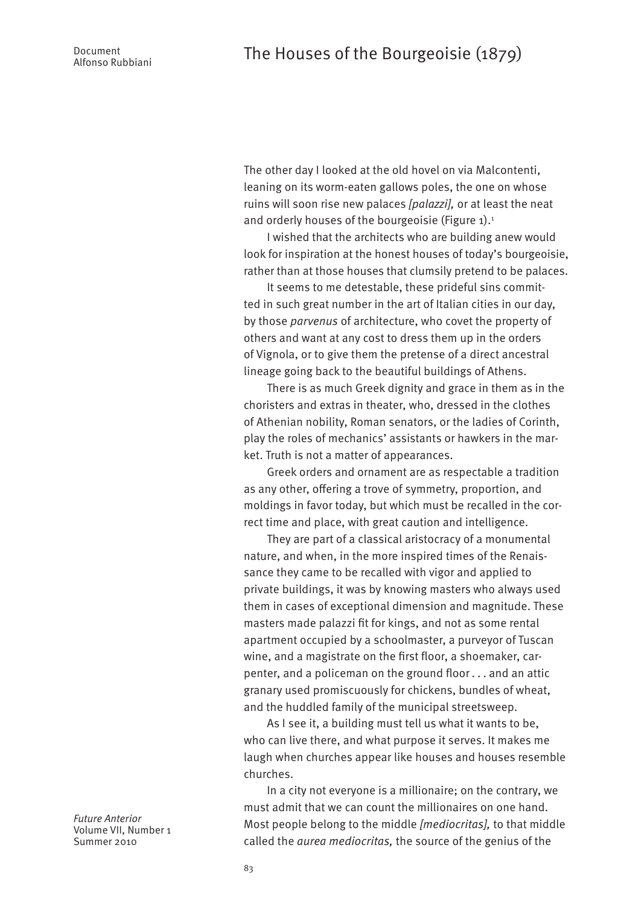Document
Alfonso Rubbiani

# The Houses of the Bourgeoisie (1879)

The other day I looked at the old hovel on via Malcontenti, leaning on its worm-eaten gallows poles, the one on whose ruins will soon rise new palaces *[palazzi],* or at least the neat and orderly houses of the bourgeoisie (Figure 1).[1]

I wished that the architects who are building anew would look for inspiration at the honest houses of today's bourgeoisie, rather than at those houses that clumsily pretend to be palaces.

It seems to me detestable, these prideful sins committed in such great number in the art of Italian cities in our day, by those *parvenus* of architecture, who covet the property of others and want at any cost to dress them up in the orders of Vignola, or to give them the pretense of a direct ancestral lineage going back to the beautiful buildings of Athens.

There is as much Greek dignity and grace in them as in the choristers and extras in theater, who, dressed in the clothes of Athenian nobility, Roman senators, or the ladies of Corinth, play the roles of mechanics' assistants or hawkers in the market. Truth is not a matter of appearances.

Greek orders and ornament are as respectable a tradition as any other, offering a trove of symmetry, proportion, and moldings in favor today, but which must be recalled in the correct time and place, with great caution and intelligence.

They are part of a classical aristocracy of a monumental nature, and when, in the more inspired times of the Renaissance they came to be recalled with vigor and applied to private buildings, it was by knowing masters who always used them in cases of exceptional dimension and magnitude. These masters made palazzi fit for kings, and not as some rental apartment occupied by a schoolmaster, a purveyor of Tuscan wine, and a magistrate on the first floor, a shoemaker, carpenter, and a policeman on the ground floor . . . and an attic granary used promiscuously for chickens, bundles of wheat, and the huddled family of the municipal streetsweep.

As I see it, a building must tell us what it wants to be, who can live there, and what purpose it serves. It makes me laugh when churches appear like houses and houses resemble churches.

In a city not everyone is a millionaire; on the contrary, we must admit that we can count the millionaires on one hand. Most people belong to the middle *[mediocritas],* to that middle called the *aurea mediocritas,* the source of the genius of the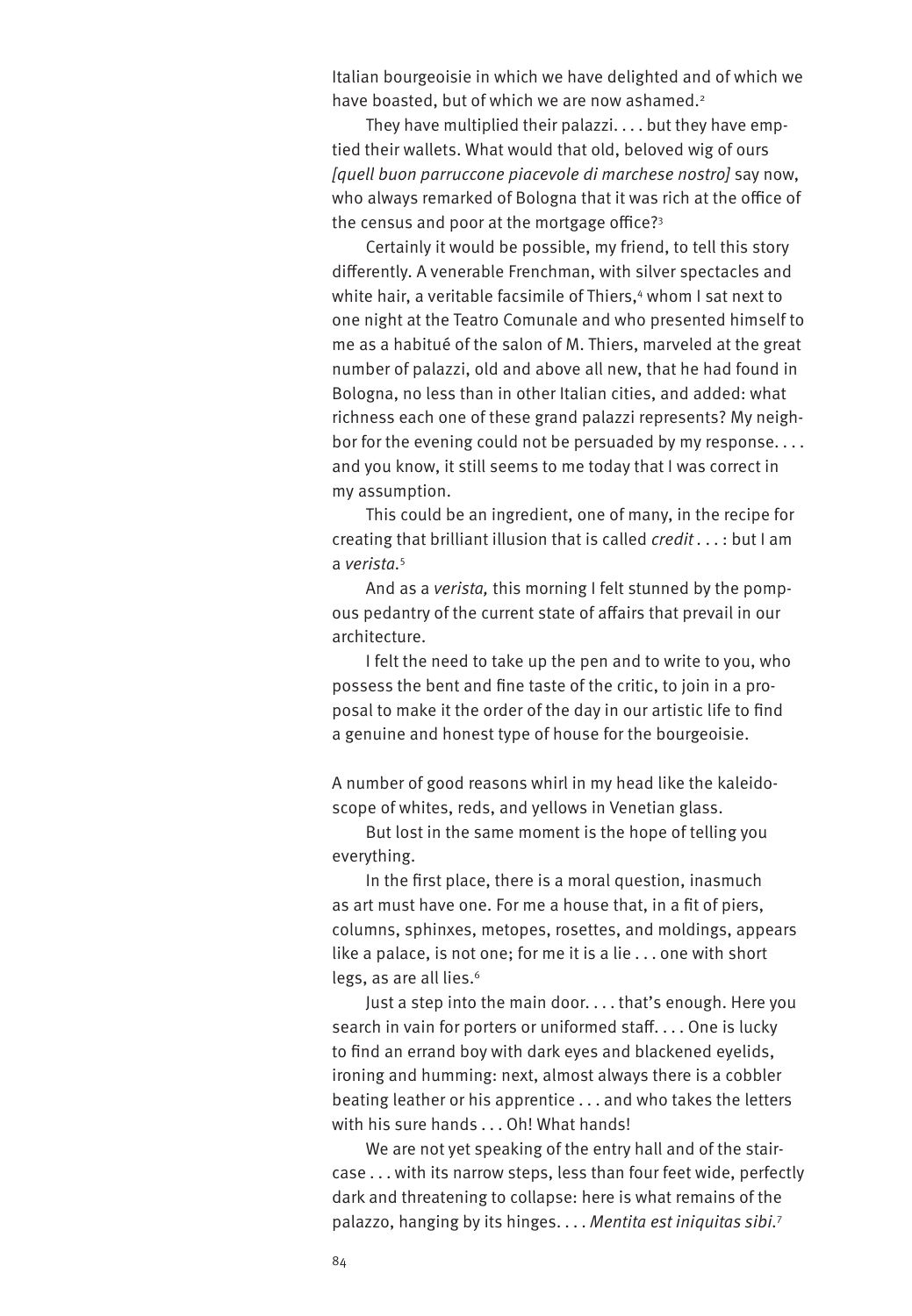Italian bourgeoisie in which we have delighted and of which we have boasted, but of which we are now ashamed.[2]

They have multiplied their palazzi. . . . but they have emptied their wallets. What would that old, beloved wig of ours *[quell buon parruccone piacevole di marchese nostro]* say now, who always remarked of Bologna that it was rich at the office of the census and poor at the mortgage office?[3]

Certainly it would be possible, my friend, to tell this story differently. A venerable Frenchman, with silver spectacles and white hair, a veritable facsimile of Thiers,[4] whom I sat next to one night at the Teatro Comunale and who presented himself to me as a habitué of the salon of M. Thiers, marveled at the great number of palazzi, old and above all new, that he had found in Bologna, no less than in other Italian cities, and added: what richness each one of these grand palazzi represents? My neighbor for the evening could not be persuaded by my response. . . . and you know, it still seems to me today that I was correct in my assumption.

This could be an ingredient, one of many, in the recipe for creating that brilliant illusion that is called *credit* . . . : but I am a *verista*.[5]

And as a *verista,* this morning I felt stunned by the pompous pedantry of the current state of affairs that prevail in our architecture.

I felt the need to take up the pen and to write to you, who possess the bent and fine taste of the critic, to join in a proposal to make it the order of the day in our artistic life to find a genuine and honest type of house for the bourgeoisie.

A number of good reasons whirl in my head like the kaleidoscope of whites, reds, and yellows in Venetian glass.

But lost in the same moment is the hope of telling you everything.

In the first place, there is a moral question, inasmuch as art must have one. For me a house that, in a fit of piers, columns, sphinxes, metopes, rosettes, and moldings, appears like a palace, is not one; for me it is a lie . . . one with short legs, as are all lies.[6]

Just a step into the main door. . . . that's enough. Here you search in vain for porters or uniformed staff. . . . One is lucky to find an errand boy with dark eyes and blackened eyelids, ironing and humming: next, almost always there is a cobbler beating leather or his apprentice . . . and who takes the letters with his sure hands . . . Oh! What hands!

We are not yet speaking of the entry hall and of the staircase . . . with its narrow steps, less than four feet wide, perfectly dark and threatening to collapse: here is what remains of the palazzo, hanging by its hinges. . . . *Mentita est iniquitas sibi*.[7]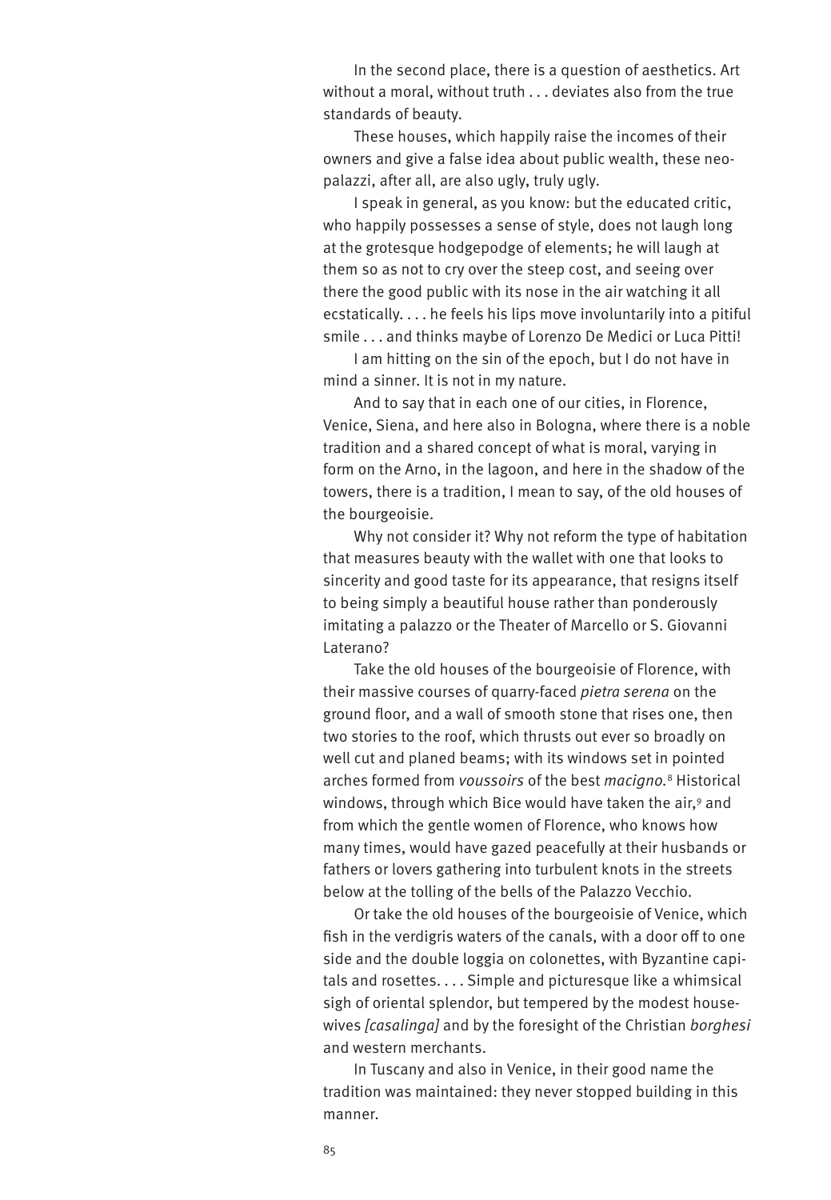In the second place, there is a question of aesthetics. Art without a moral, without truth . . . deviates also from the true standards of beauty.

These houses, which happily raise the incomes of their owners and give a false idea about public wealth, these neo-palazzi, after all, are also ugly, truly ugly.

I speak in general, as you know: but the educated critic, who happily possesses a sense of style, does not laugh long at the grotesque hodgepodge of elements; he will laugh at them so as not to cry over the steep cost, and seeing over there the good public with its nose in the air watching it all ecstatically. . . . he feels his lips move involuntarily into a pitiful smile . . . and thinks maybe of Lorenzo De Medici or Luca Pitti!

I am hitting on the sin of the epoch, but I do not have in mind a sinner. It is not in my nature.

And to say that in each one of our cities, in Florence, Venice, Siena, and here also in Bologna, where there is a noble tradition and a shared concept of what is moral, varying in form on the Arno, in the lagoon, and here in the shadow of the towers, there is a tradition, I mean to say, of the old houses of the bourgeoisie.

Why not consider it? Why not reform the type of habitation that measures beauty with the wallet with one that looks to sincerity and good taste for its appearance, that resigns itself to being simply a beautiful house rather than ponderously imitating a palazzo or the Theater of Marcello or S. Giovanni Laterano?

Take the old houses of the bourgeoisie of Florence, with their massive courses of quarry-faced *pietra serena* on the ground floor, and a wall of smooth stone that rises one, then two stories to the roof, which thrusts out ever so broadly on well cut and planed beams; with its windows set in pointed arches formed from *voussoirs* of the best *macigno*.[8] Historical windows, through which Bice would have taken the air,[9] and from which the gentle women of Florence, who knows how many times, would have gazed peacefully at their husbands or fathers or lovers gathering into turbulent knots in the streets below at the tolling of the bells of the Palazzo Vecchio.

Or take the old houses of the bourgeoisie of Venice, which fish in the verdigris waters of the canals, with a door off to one side and the double loggia on colonettes, with Byzantine capitals and rosettes. . . . Simple and picturesque like a whimsical sigh of oriental splendor, but tempered by the modest housewives *[casalinga]* and by the foresight of the Christian *borghesi* and western merchants.

In Tuscany and also in Venice, in their good name the tradition was maintained: they never stopped building in this manner.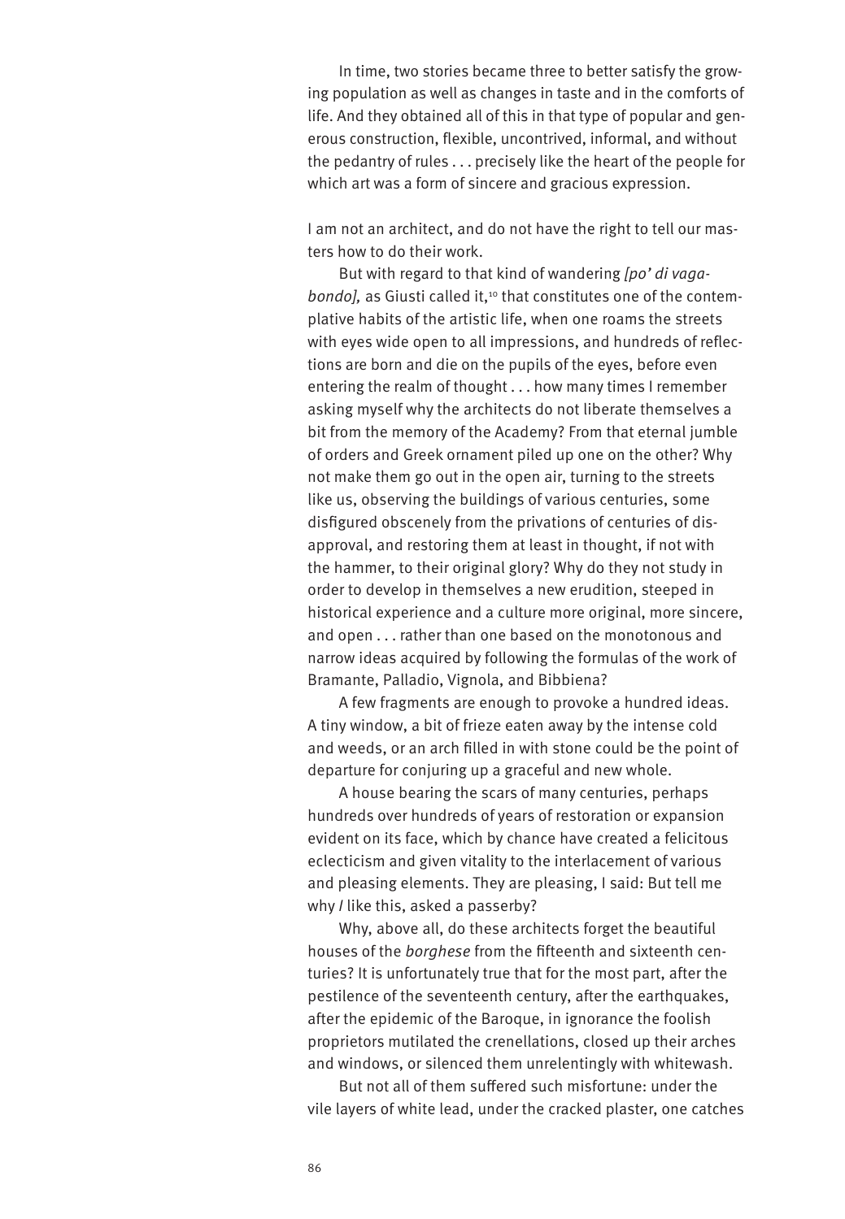In time, two stories became three to better satisfy the growing population as well as changes in taste and in the comforts of life. And they obtained all of this in that type of popular and generous construction, flexible, uncontrived, informal, and without the pedantry of rules . . . precisely like the heart of the people for which art was a form of sincere and gracious expression.

I am not an architect, and do not have the right to tell our masters how to do their work.

But with regard to that kind of wandering *[po' di vagabondo],* as Giusti called it,[10] that constitutes one of the contemplative habits of the artistic life, when one roams the streets with eyes wide open to all impressions, and hundreds of reflections are born and die on the pupils of the eyes, before even entering the realm of thought . . . how many times I remember asking myself why the architects do not liberate themselves a bit from the memory of the Academy? From that eternal jumble of orders and Greek ornament piled up one on the other? Why not make them go out in the open air, turning to the streets like us, observing the buildings of various centuries, some disfigured obscenely from the privations of centuries of disapproval, and restoring them at least in thought, if not with the hammer, to their original glory? Why do they not study in order to develop in themselves a new erudition, steeped in historical experience and a culture more original, more sincere, and open . . . rather than one based on the monotonous and narrow ideas acquired by following the formulas of the work of Bramante, Palladio, Vignola, and Bibbiena?

A few fragments are enough to provoke a hundred ideas. A tiny window, a bit of frieze eaten away by the intense cold and weeds, or an arch filled in with stone could be the point of departure for conjuring up a graceful and new whole.

A house bearing the scars of many centuries, perhaps hundreds over hundreds of years of restoration or expansion evident on its face, which by chance have created a felicitous eclecticism and given vitality to the interlacement of various and pleasing elements. They are pleasing, I said: But tell me why *I* like this, asked a passerby?

Why, above all, do these architects forget the beautiful houses of the *borghese* from the fifteenth and sixteenth centuries? It is unfortunately true that for the most part, after the pestilence of the seventeenth century, after the earthquakes, after the epidemic of the Baroque, in ignorance the foolish proprietors mutilated the crenellations, closed up their arches and windows, or silenced them unrelentingly with whitewash.

But not all of them suffered such misfortune: under the vile layers of white lead, under the cracked plaster, one catches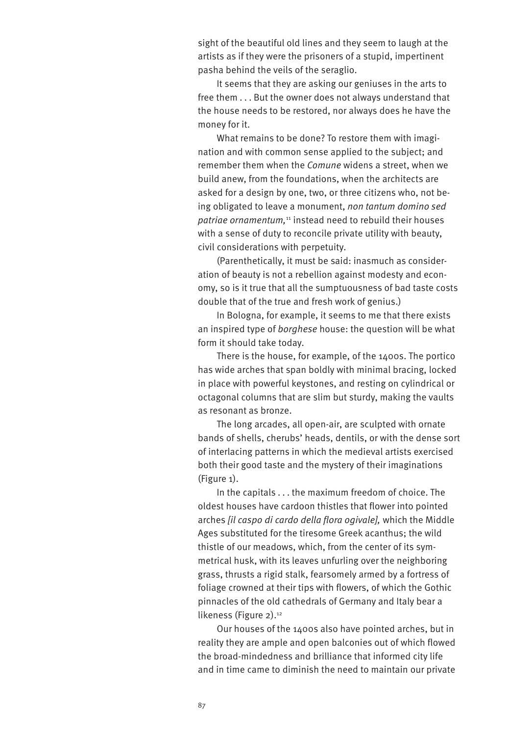sight of the beautiful old lines and they seem to laugh at the artists as if they were the prisoners of a stupid, impertinent pasha behind the veils of the seraglio.

It seems that they are asking our geniuses in the arts to free them . . . But the owner does not always understand that the house needs to be restored, nor always does he have the money for it.

What remains to be done? To restore them with imagination and with common sense applied to the subject; and remember them when the *Comune* widens a street, when we build anew, from the foundations, when the architects are asked for a design by one, two, or three citizens who, not being obligated to leave a monument, *non tantum domino sed patriae ornamentum,*[11] instead need to rebuild their houses with a sense of duty to reconcile private utility with beauty, civil considerations with perpetuity.

(Parenthetically, it must be said: inasmuch as consideration of beauty is not a rebellion against modesty and economy, so is it true that all the sumptuousness of bad taste costs double that of the true and fresh work of genius.)

In Bologna, for example, it seems to me that there exists an inspired type of *borghese* house: the question will be what form it should take today.

There is the house, for example, of the 1400s. The portico has wide arches that span boldly with minimal bracing, locked in place with powerful keystones, and resting on cylindrical or octagonal columns that are slim but sturdy, making the vaults as resonant as bronze.

The long arcades, all open-air, are sculpted with ornate bands of shells, cherubs' heads, dentils, or with the dense sort of interlacing patterns in which the medieval artists exercised both their good taste and the mystery of their imaginations (Figure 1).

In the capitals . . . the maximum freedom of choice. The oldest houses have cardoon thistles that flower into pointed arches *[il caspo di cardo della flora ogivale],* which the Middle Ages substituted for the tiresome Greek acanthus; the wild thistle of our meadows, which, from the center of its symmetrical husk, with its leaves unfurling over the neighboring grass, thrusts a rigid stalk, fearsomely armed by a fortress of foliage crowned at their tips with flowers, of which the Gothic pinnacles of the old cathedrals of Germany and Italy bear a likeness (Figure 2).[12]

Our houses of the 1400s also have pointed arches, but in reality they are ample and open balconies out of which flowed the broad-mindedness and brilliance that informed city life and in time came to diminish the need to maintain our private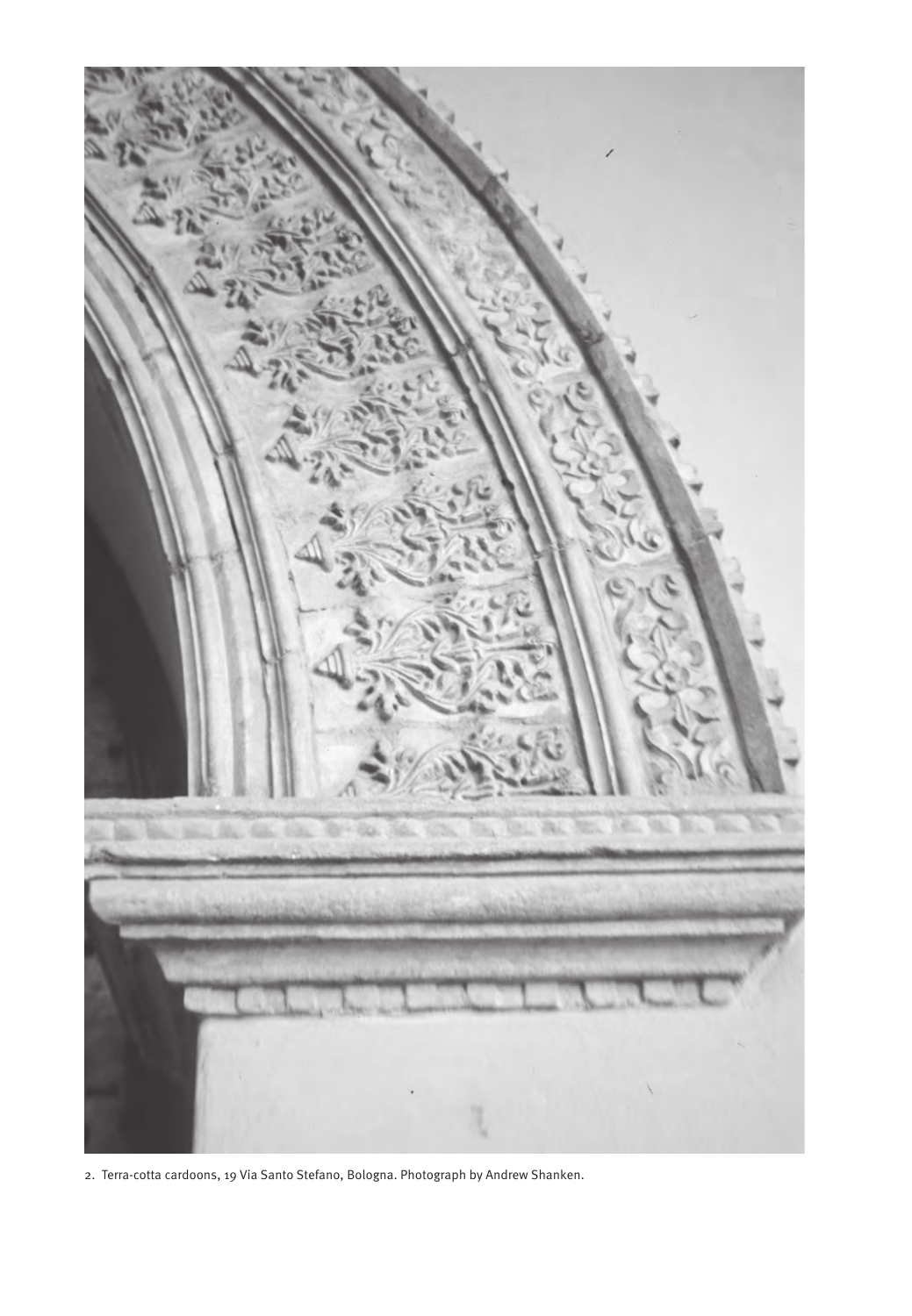2. Terra-cotta cardoons, 19 Via Santo Stefano, Bologna. Photograph by Andrew Shanken.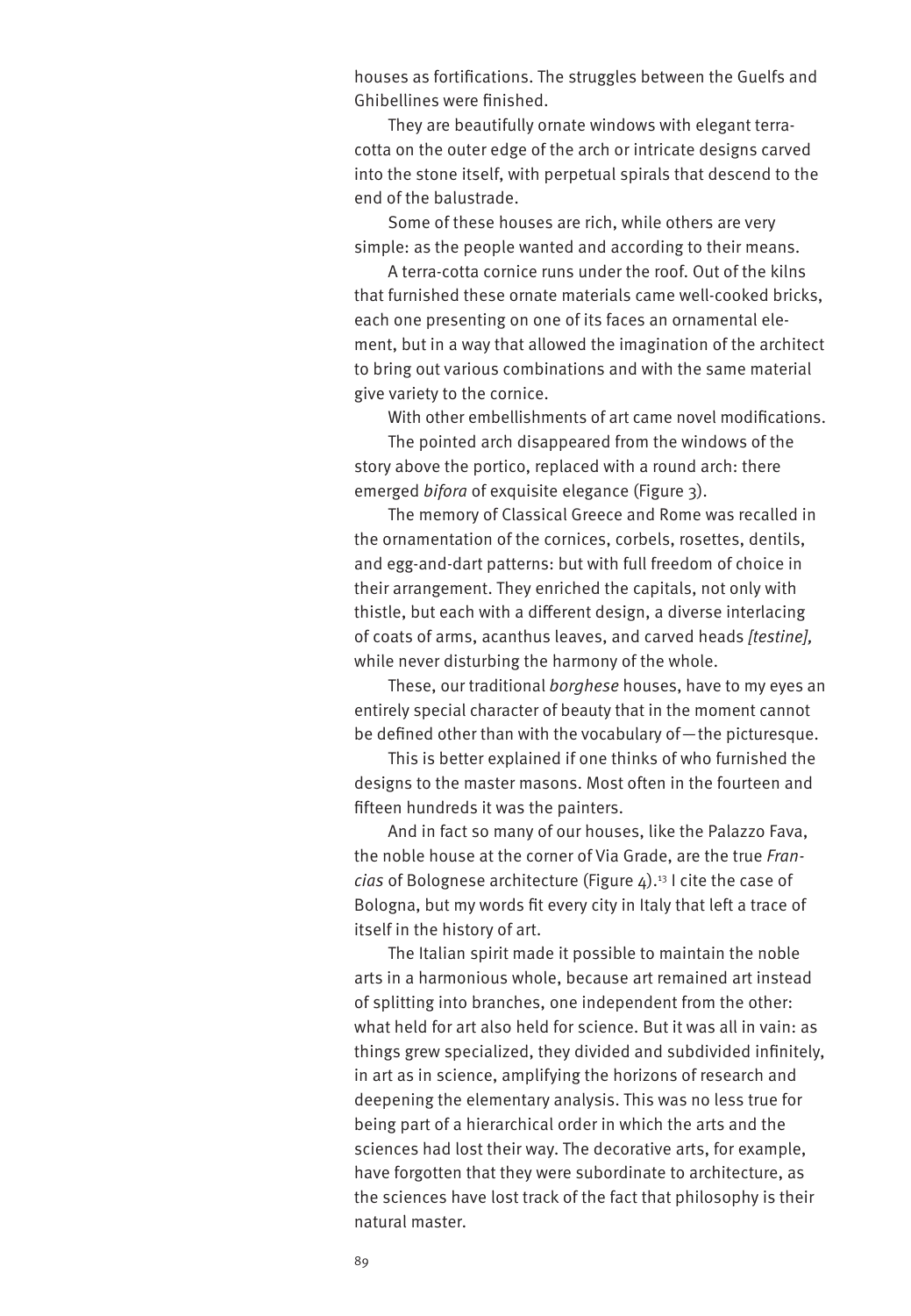houses as fortifications. The struggles between the Guelfs and Ghibellines were finished.

They are beautifully ornate windows with elegant terra-cotta on the outer edge of the arch or intricate designs carved into the stone itself, with perpetual spirals that descend to the end of the balustrade.

Some of these houses are rich, while others are very simple: as the people wanted and according to their means.

A terra-cotta cornice runs under the roof. Out of the kilns that furnished these ornate materials came well-cooked bricks, each one presenting on one of its faces an ornamental element, but in a way that allowed the imagination of the architect to bring out various combinations and with the same material give variety to the cornice.

With other embellishments of art came novel modifications.

The pointed arch disappeared from the windows of the story above the portico, replaced with a round arch: there emerged *bifora* of exquisite elegance (Figure 3).

The memory of Classical Greece and Rome was recalled in the ornamentation of the cornices, corbels, rosettes, dentils, and egg-and-dart patterns: but with full freedom of choice in their arrangement. They enriched the capitals, not only with thistle, but each with a different design, a diverse interlacing of coats of arms, acanthus leaves, and carved heads *[testine],* while never disturbing the harmony of the whole.

These, our traditional *borghese* houses, have to my eyes an entirely special character of beauty that in the moment cannot be defined other than with the vocabulary of—the picturesque.

This is better explained if one thinks of who furnished the designs to the master masons. Most often in the fourteen and fifteen hundreds it was the painters.

And in fact so many of our houses, like the Palazzo Fava, the noble house at the corner of Via Grade, are the true *Francias* of Bolognese architecture (Figure 4).[13] I cite the case of Bologna, but my words fit every city in Italy that left a trace of itself in the history of art.

The Italian spirit made it possible to maintain the noble arts in a harmonious whole, because art remained art instead of splitting into branches, one independent from the other: what held for art also held for science. But it was all in vain: as things grew specialized, they divided and subdivided infinitely, in art as in science, amplifying the horizons of research and deepening the elementary analysis. This was no less true for being part of a hierarchical order in which the arts and the sciences had lost their way. The decorative arts, for example, have forgotten that they were subordinate to architecture, as the sciences have lost track of the fact that philosophy is their natural master.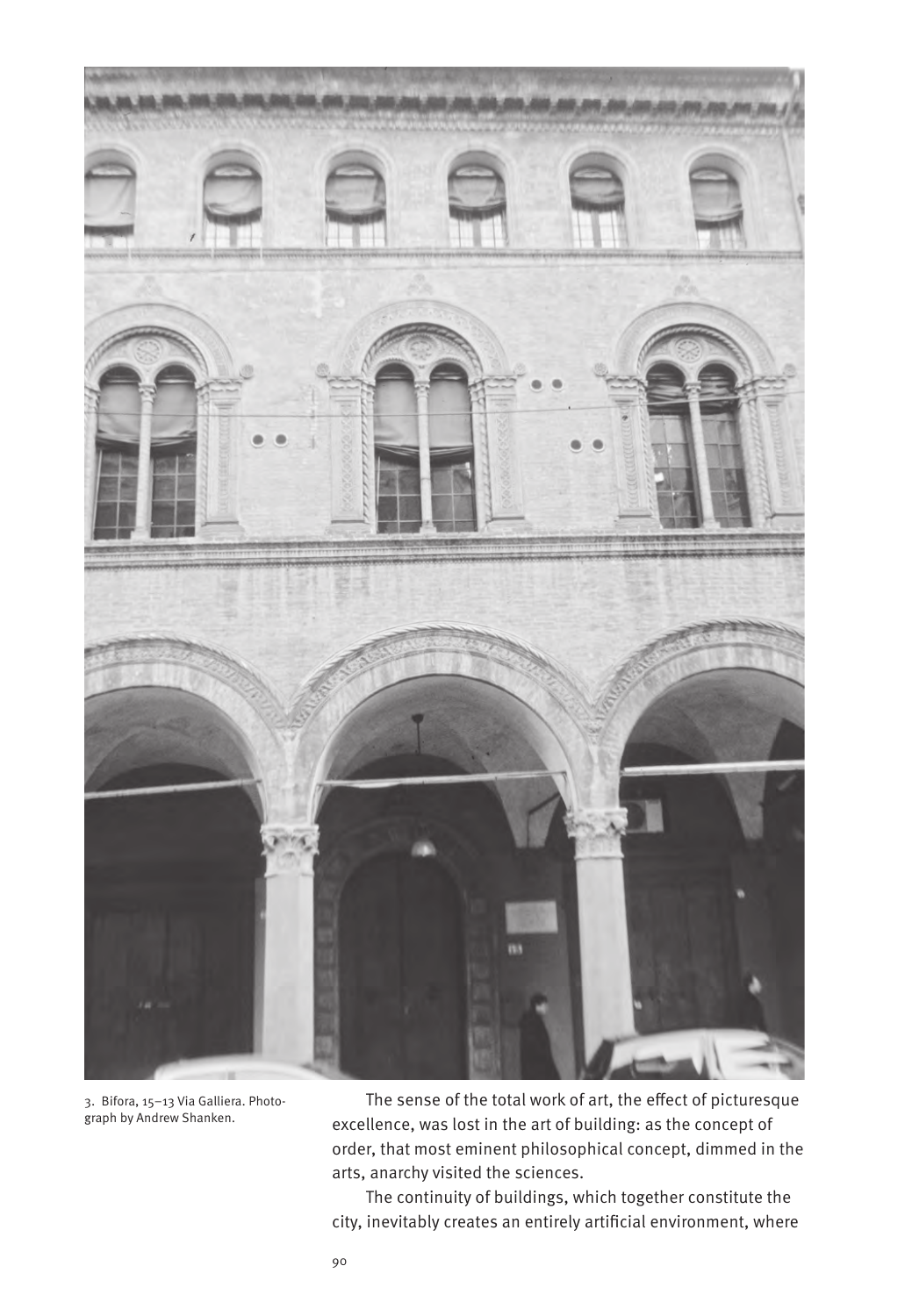3. Bifora, 15–13 Via Galliera. Photograph by Andrew Shanken.

The sense of the total work of art, the effect of picturesque excellence, was lost in the art of building: as the concept of order, that most eminent philosophical concept, dimmed in the arts, anarchy visited the sciences.

The continuity of buildings, which together constitute the city, inevitably creates an entirely artificial environment, where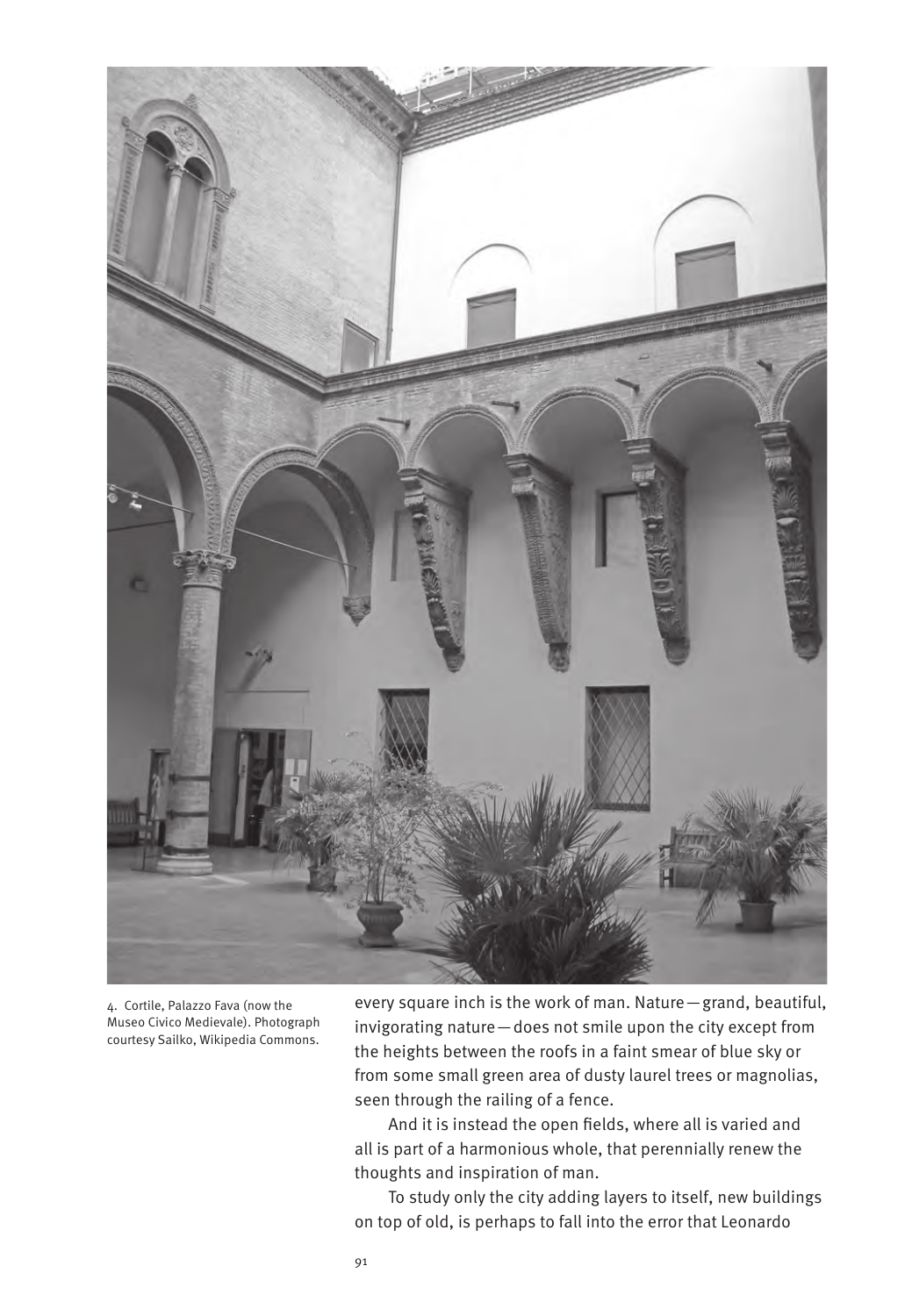4. Cortile, Palazzo Fava (now the Museo Civico Medievale). Photograph courtesy Sailko, Wikipedia Commons.

every square inch is the work of man. Nature—grand, beautiful, invigorating nature—does not smile upon the city except from the heights between the roofs in a faint smear of blue sky or from some small green area of dusty laurel trees or magnolias, seen through the railing of a fence.

And it is instead the open fields, where all is varied and all is part of a harmonious whole, that perennially renew the thoughts and inspiration of man.

To study only the city adding layers to itself, new buildings on top of old, is perhaps to fall into the error that Leonardo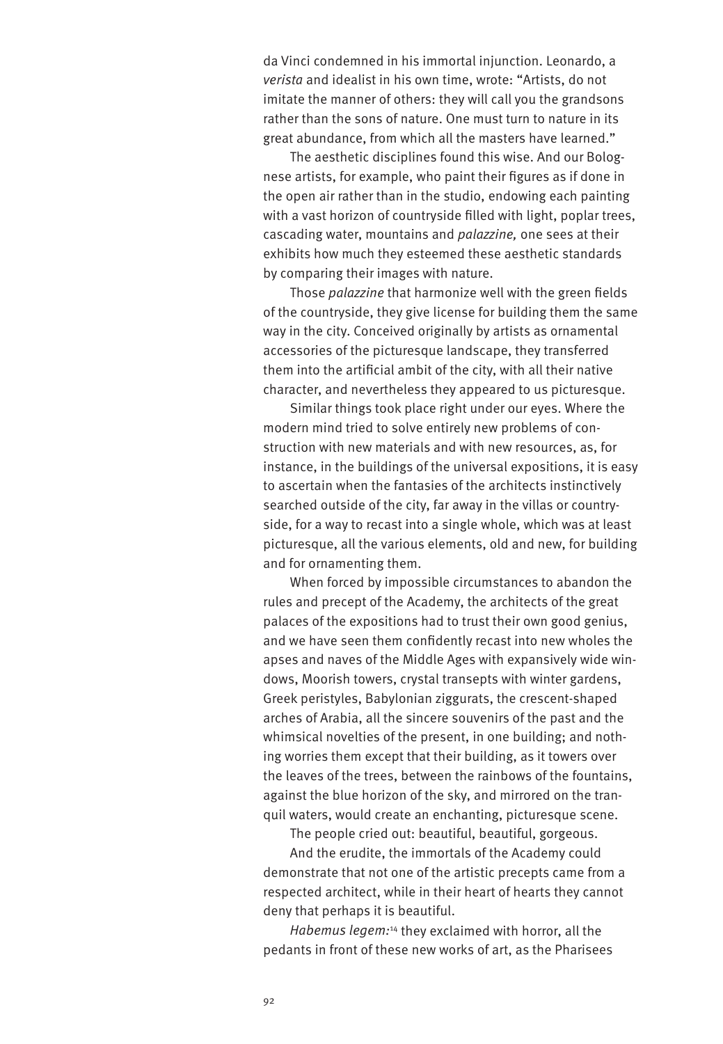da Vinci condemned in his immortal injunction. Leonardo, a *verista* and idealist in his own time, wrote: "Artists, do not imitate the manner of others: they will call you the grandsons rather than the sons of nature. One must turn to nature in its great abundance, from which all the masters have learned."

The aesthetic disciplines found this wise. And our Bolognese artists, for example, who paint their figures as if done in the open air rather than in the studio, endowing each painting with a vast horizon of countryside filled with light, poplar trees, cascading water, mountains and *palazzine,* one sees at their exhibits how much they esteemed these aesthetic standards by comparing their images with nature.

Those *palazzine* that harmonize well with the green fields of the countryside, they give license for building them the same way in the city. Conceived originally by artists as ornamental accessories of the picturesque landscape, they transferred them into the artificial ambit of the city, with all their native character, and nevertheless they appeared to us picturesque.

Similar things took place right under our eyes. Where the modern mind tried to solve entirely new problems of construction with new materials and with new resources, as, for instance, in the buildings of the universal expositions, it is easy to ascertain when the fantasies of the architects instinctively searched outside of the city, far away in the villas or countryside, for a way to recast into a single whole, which was at least picturesque, all the various elements, old and new, for building and for ornamenting them.

When forced by impossible circumstances to abandon the rules and precept of the Academy, the architects of the great palaces of the expositions had to trust their own good genius, and we have seen them confidently recast into new wholes the apses and naves of the Middle Ages with expansively wide windows, Moorish towers, crystal transepts with winter gardens, Greek peristyles, Babylonian ziggurats, the crescent-shaped arches of Arabia, all the sincere souvenirs of the past and the whimsical novelties of the present, in one building; and nothing worries them except that their building, as it towers over the leaves of the trees, between the rainbows of the fountains, against the blue horizon of the sky, and mirrored on the tranquil waters, would create an enchanting, picturesque scene.

The people cried out: beautiful, beautiful, gorgeous.

And the erudite, the immortals of the Academy could demonstrate that not one of the artistic precepts came from a respected architect, while in their heart of hearts they cannot deny that perhaps it is beautiful.

*Habemus legem:*[14] they exclaimed with horror, all the pedants in front of these new works of art, as the Pharisees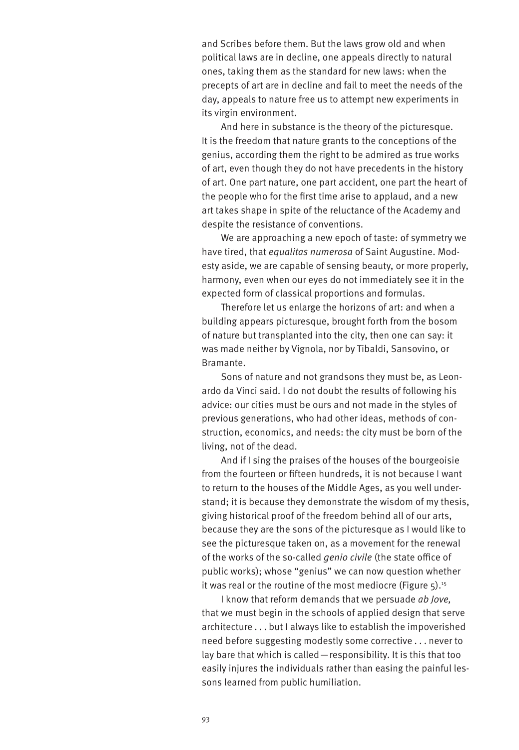and Scribes before them. But the laws grow old and when political laws are in decline, one appeals directly to natural ones, taking them as the standard for new laws: when the precepts of art are in decline and fail to meet the needs of the day, appeals to nature free us to attempt new experiments in its virgin environment.

And here in substance is the theory of the picturesque. It is the freedom that nature grants to the conceptions of the genius, according them the right to be admired as true works of art, even though they do not have precedents in the history of art. One part nature, one part accident, one part the heart of the people who for the first time arise to applaud, and a new art takes shape in spite of the reluctance of the Academy and despite the resistance of conventions.

We are approaching a new epoch of taste: of symmetry we have tired, that *equalitas numerosa* of Saint Augustine. Modesty aside, we are capable of sensing beauty, or more properly, harmony, even when our eyes do not immediately see it in the expected form of classical proportions and formulas.

Therefore let us enlarge the horizons of art: and when a building appears picturesque, brought forth from the bosom of nature but transplanted into the city, then one can say: it was made neither by Vignola, nor by Tibaldi, Sansovino, or Bramante.

Sons of nature and not grandsons they must be, as Leonardo da Vinci said. I do not doubt the results of following his advice: our cities must be ours and not made in the styles of previous generations, who had other ideas, methods of construction, economics, and needs: the city must be born of the living, not of the dead.

And if I sing the praises of the houses of the bourgeoisie from the fourteen or fifteen hundreds, it is not because I want to return to the houses of the Middle Ages, as you well understand; it is because they demonstrate the wisdom of my thesis, giving historical proof of the freedom behind all of our arts, because they are the sons of the picturesque as I would like to see the picturesque taken on, as a movement for the renewal of the works of the so-called *genio civile* (the state office of public works); whose "genius" we can now question whether it was real or the routine of the most mediocre (Figure 5).[15]

I know that reform demands that we persuade *ab Jove,* that we must begin in the schools of applied design that serve architecture . . . but I always like to establish the impoverished need before suggesting modestly some corrective . . . never to lay bare that which is called—responsibility. It is this that too easily injures the individuals rather than easing the painful lessons learned from public humiliation.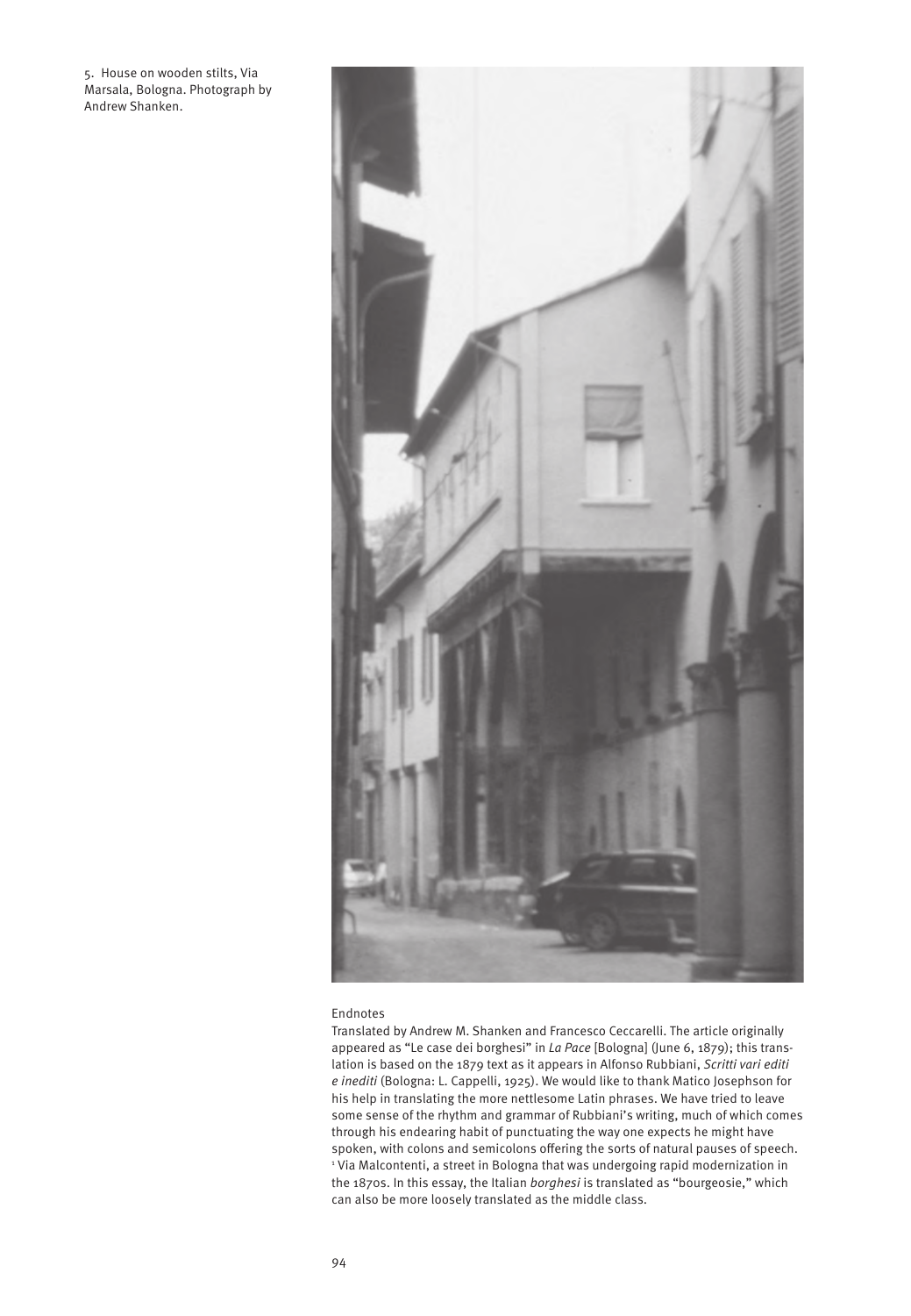5. House on wooden stilts, Via Marsala, Bologna. Photograph by Andrew Shanken.

## Endnotes

Translated by Andrew M. Shanken and Francesco Ceccarelli. The article originally appeared as "Le case dei borghesi" in *La Pace* [Bologna] (June 6, 1879); this translation is based on the 1879 text as it appears in Alfonso Rubbiani, *Scritti vari editi e inediti* (Bologna: L. Cappelli, 1925). We would like to thank Matico Josephson for his help in translating the more nettlesome Latin phrases. We have tried to leave some sense of the rhythm and grammar of Rubbiani's writing, much of which comes through his endearing habit of punctuating the way one expects he might have spoken, with colons and semicolons offering the sorts of natural pauses of speech.

[1] Via Malcontenti, a street in Bologna that was undergoing rapid modernization in the 1870s. In this essay, the Italian *borghesi* is translated as "bourgeosie," which can also be more loosely translated as the middle class.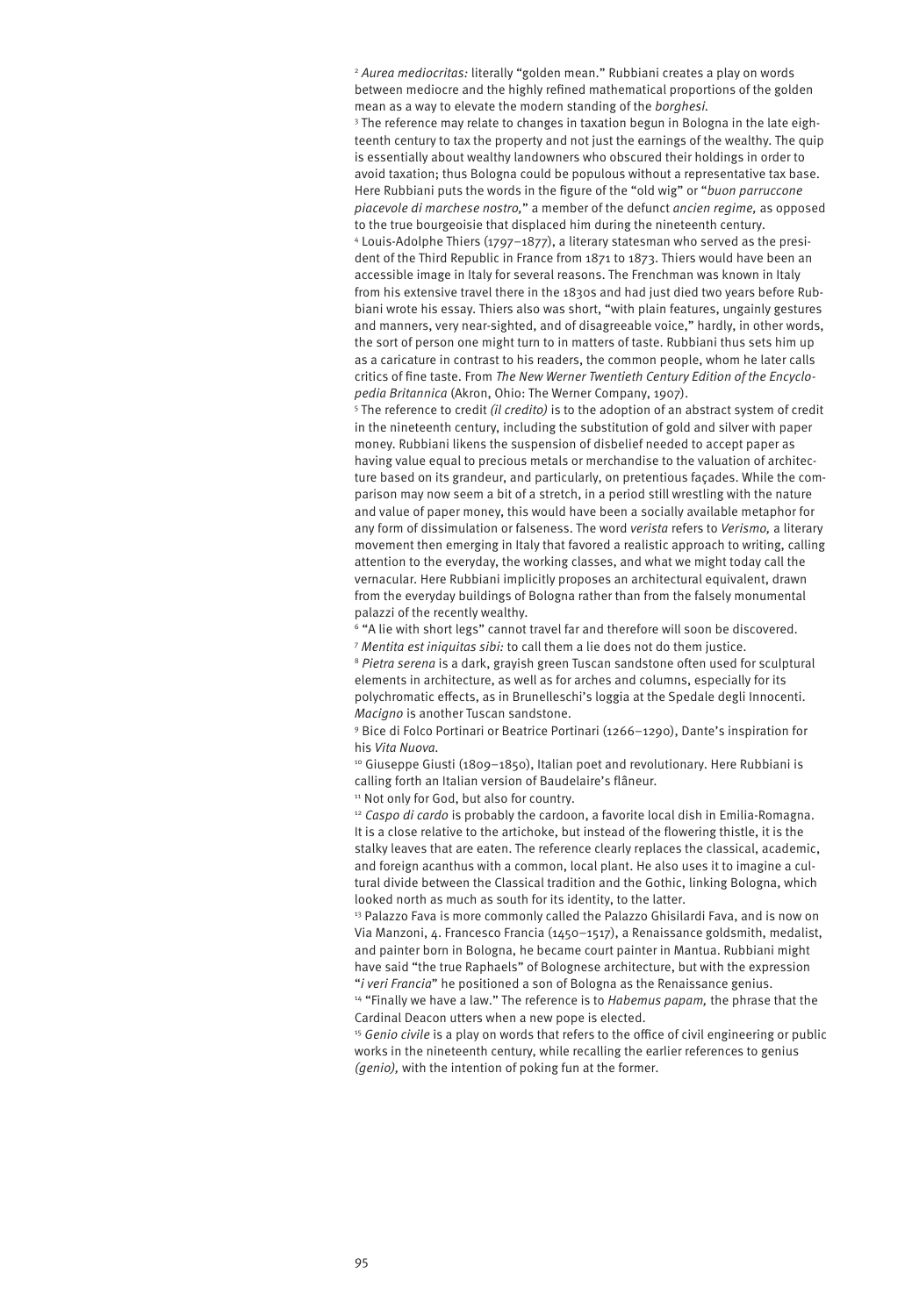[2] *Aurea mediocritas:* literally "golden mean." Rubbiani creates a play on words between mediocre and the highly refined mathematical proportions of the golden mean as a way to elevate the modern standing of the *borghesi.*

[3] The reference may relate to changes in taxation begun in Bologna in the late eighteenth century to tax the property and not just the earnings of the wealthy. The quip is essentially about wealthy landowners who obscured their holdings in order to avoid taxation; thus Bologna could be populous without a representative tax base. Here Rubbiani puts the words in the figure of the "old wig" or "*buon parruccone piacevole di marchese nostro,*" a member of the defunct *ancien regime,* as opposed to the true bourgeoisie that displaced him during the nineteenth century.

[4] Louis-Adolphe Thiers (1797–1877), a literary statesman who served as the president of the Third Republic in France from 1871 to 1873. Thiers would have been an accessible image in Italy for several reasons. The Frenchman was known in Italy from his extensive travel there in the 1830s and had just died two years before Rubbiani wrote his essay. Thiers also was short, "with plain features, ungainly gestures and manners, very near-sighted, and of disagreeable voice," hardly, in other words, the sort of person one might turn to in matters of taste. Rubbiani thus sets him up as a caricature in contrast to his readers, the common people, whom he later calls critics of fine taste. From *The New Werner Twentieth Century Edition of the Encyclopedia Britannica* (Akron, Ohio: The Werner Company, 1907).

[5] The reference to credit *(il credito)* is to the adoption of an abstract system of credit in the nineteenth century, including the substitution of gold and silver with paper money. Rubbiani likens the suspension of disbelief needed to accept paper as having value equal to precious metals or merchandise to the valuation of architecture based on its grandeur, and particularly, on pretentious façades. While the comparison may now seem a bit of a stretch, in a period still wrestling with the nature and value of paper money, this would have been a socially available metaphor for any form of dissimulation or falseness. The word *verista* refers to *Verismo,* a literary movement then emerging in Italy that favored a realistic approach to writing, calling attention to the everyday, the working classes, and what we might today call the vernacular. Here Rubbiani implicitly proposes an architectural equivalent, drawn from the everyday buildings of Bologna rather than from the falsely monumental palazzi of the recently wealthy.

[6] "A lie with short legs" cannot travel far and therefore will soon be discovered.

[7] *Mentita est iniquitas sibi:* to call them a lie does not do them justice.

[8] *Pietra serena* is a dark, grayish green Tuscan sandstone often used for sculptural elements in architecture, as well as for arches and columns, especially for its polychromatic effects, as in Brunelleschi's loggia at the Spedale degli Innocenti. *Macigno* is another Tuscan sandstone.

[9] Bice di Folco Portinari or Beatrice Portinari (1266–1290), Dante's inspiration for his *Vita Nuova.*

[10] Giuseppe Giusti (1809–1850), Italian poet and revolutionary. Here Rubbiani is calling forth an Italian version of Baudelaire's flâneur.

[11] Not only for God, but also for country.

[12] *Caspo di cardo* is probably the cardoon, a favorite local dish in Emilia-Romagna. It is a close relative to the artichoke, but instead of the flowering thistle, it is the stalky leaves that are eaten. The reference clearly replaces the classical, academic, and foreign acanthus with a common, local plant. He also uses it to imagine a cultural divide between the Classical tradition and the Gothic, linking Bologna, which looked north as much as south for its identity, to the latter.

[13] Palazzo Fava is more commonly called the Palazzo Ghisilardi Fava, and is now on Via Manzoni, 4. Francesco Francia (1450–1517), a Renaissance goldsmith, medalist, and painter born in Bologna, he became court painter in Mantua. Rubbiani might have said "the true Raphaels" of Bolognese architecture, but with the expression "*i veri Francia*" he positioned a son of Bologna as the Renaissance genius.

[14] "Finally we have a law." The reference is to *Habemus papam,* the phrase that the Cardinal Deacon utters when a new pope is elected.

[15] *Genio civile* is a play on words that refers to the office of civil engineering or public works in the nineteenth century, while recalling the earlier references to genius *(genio),* with the intention of poking fun at the former.